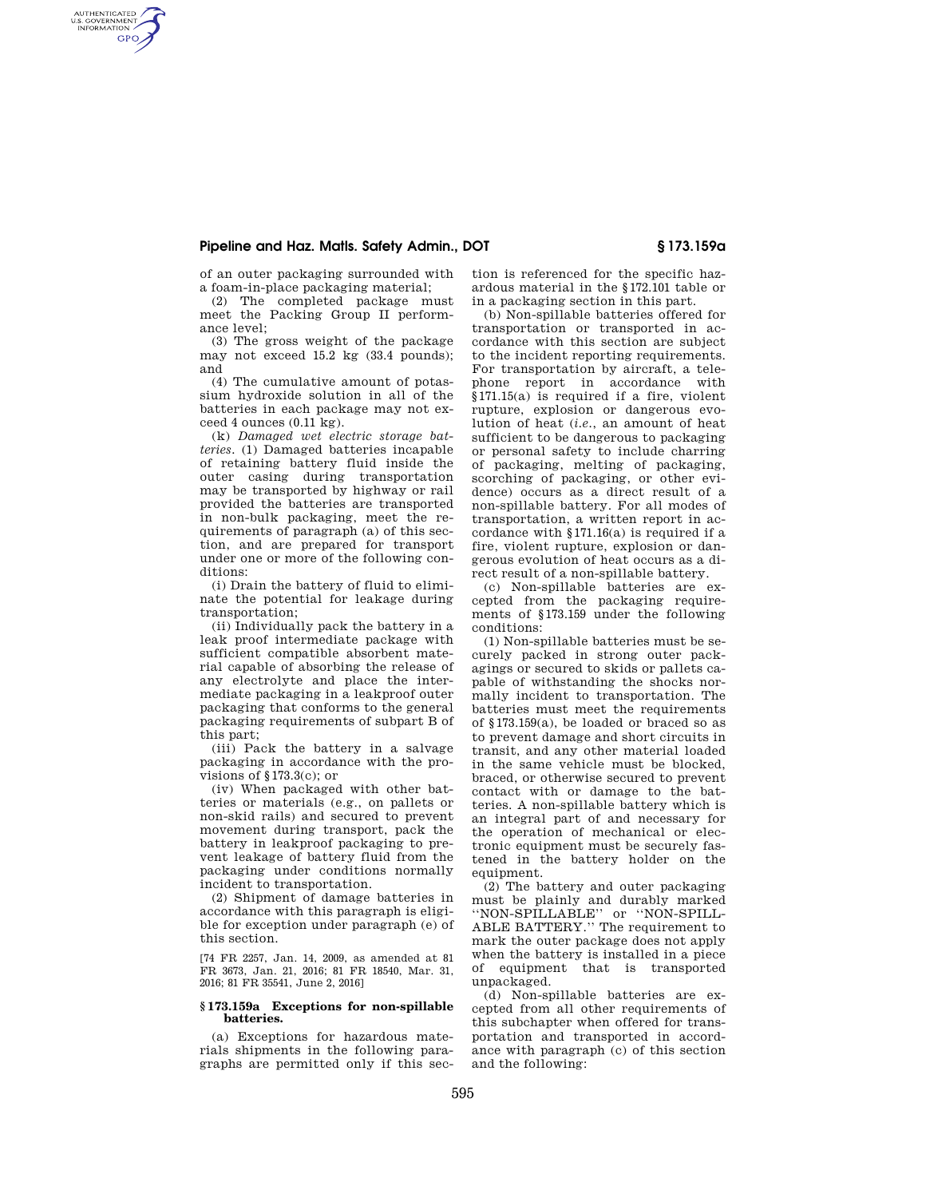of an outer packaging surrounded with a foam-in-place packaging material;

(2) The completed package must meet the Packing Group II performance level;

(3) The gross weight of the package may not exceed 15.2 kg (33.4 pounds); and

(4) The cumulative amount of potassium hydroxide solution in all of the batteries in each package may not exceed 4 ounces (0.11 kg).

(k) *Damaged wet electric storage batteries*. (1) Damaged batteries incapable of retaining battery fluid inside the outer casing during transportation may be transported by highway or rail provided the batteries are transported in non-bulk packaging, meet the requirements of paragraph (a) of this section, and are prepared for transport under one or more of the following conditions:

(i) Drain the battery of fluid to eliminate the potential for leakage during transportation;

(ii) Individually pack the battery in a leak proof intermediate package with sufficient compatible absorbent material capable of absorbing the release of any electrolyte and place the intermediate packaging in a leakproof outer packaging that conforms to the general packaging requirements of subpart B of this part;

(iii) Pack the battery in a salvage packaging in accordance with the provisions of §173.3(c); or

(iv) When packaged with other batteries or materials (e.g., on pallets or non-skid rails) and secured to prevent movement during transport, pack the battery in leakproof packaging to prevent leakage of battery fluid from the packaging under conditions normally incident to transportation.

(2) Shipment of damage batteries in accordance with this paragraph is eligible for exception under paragraph (e) of this section.

[74 FR 2257, Jan. 14, 2009, as amended at 81 FR 3673, Jan. 21, 2016; 81 FR 18540, Mar. 31, 2016; 81 FR 35541, June 2, 2016]

## §173.159a Exceptions for non-spillable batteries.

(a) Exceptions for hazardous materials shipments in the following paragraphs are permitted only if this section is referenced for the specific hazardous material in the §172.101 table or in a packaging section in this part.

(b) Non-spillable batteries offered for transportation or transported in accordance with this section are subject to the incident reporting requirements. For transportation by aircraft, a telephone report in accordance with §171.15(a) is required if a fire, violent rupture, explosion or dangerous evolution of heat (*i.e.*, an amount of heat sufficient to be dangerous to packaging or personal safety to include charring of packaging, melting of packaging, scorching of packaging, or other evidence) occurs as a direct result of a non-spillable battery. For all modes of transportation, a written report in accordance with §171.16(a) is required if a fire, violent rupture, explosion or dangerous evolution of heat occurs as a direct result of a non-spillable battery.

(c) Non-spillable batteries are excepted from the packaging requirements of §173.159 under the following conditions:

(1) Non-spillable batteries must be securely packed in strong outer packagings or secured to skids or pallets capable of withstanding the shocks normally incident to transportation. The batteries must meet the requirements of §173.159(a), be loaded or braced so as to prevent damage and short circuits in transit, and any other material loaded in the same vehicle must be blocked, braced, or otherwise secured to prevent contact with or damage to the batteries. A non-spillable battery which is an integral part of and necessary for the operation of mechanical or electronic equipment must be securely fastened in the battery holder on the equipment.

(2) The battery and outer packaging must be plainly and durably marked "NON-SPILLABLE" or "NON-SPILLABLE BATTERY." The requirement to mark the outer package does not apply when the battery is installed in a piece of equipment that is transported unpackaged.

(d) Non-spillable batteries are excepted from all other requirements of this subchapter when offered for transportation and transported in accordance with paragraph (c) of this section and the following: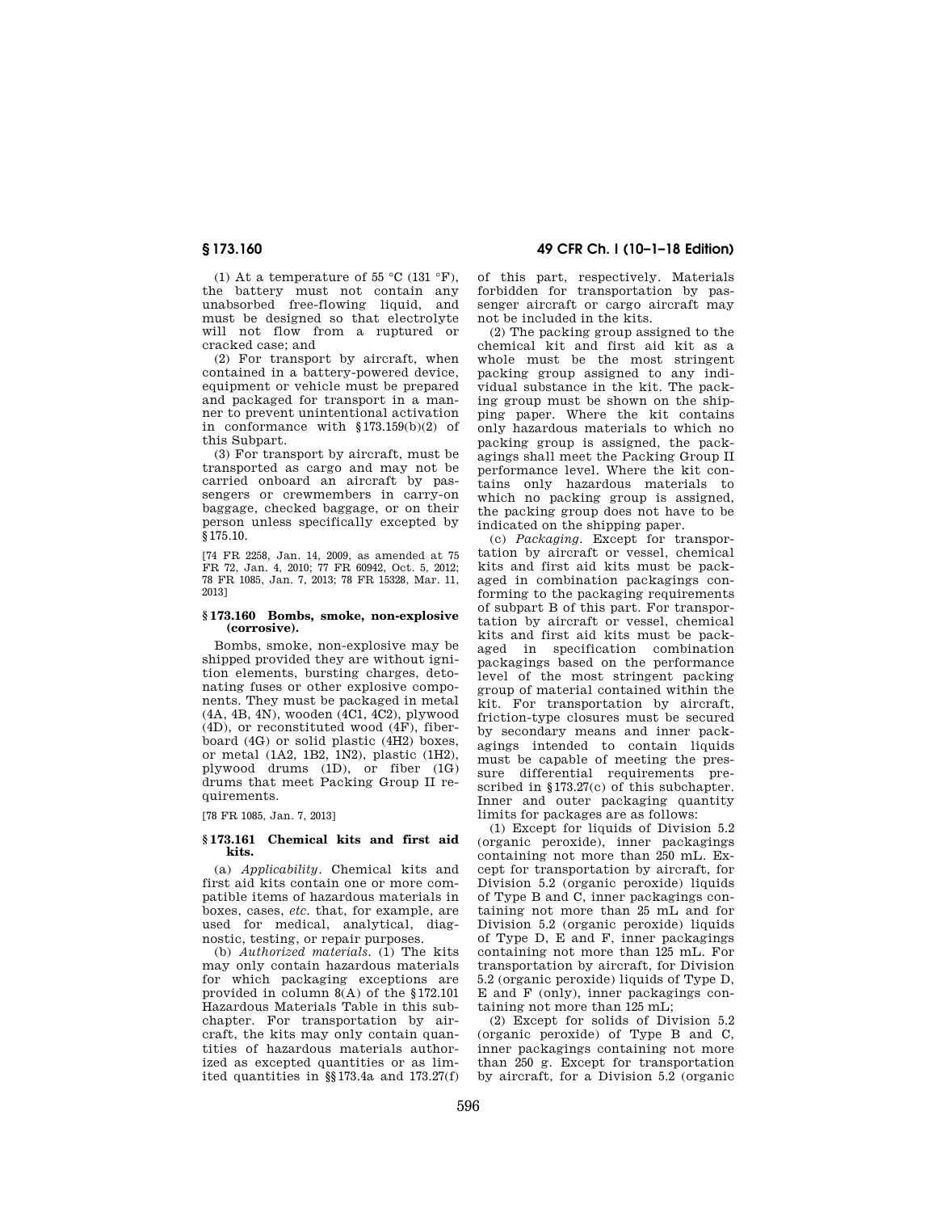(1) At a temperature of 55 °C (131 °F), the battery must not contain any unabsorbed free-flowing liquid, and must be designed so that electrolyte will not flow from a ruptured or cracked case; and

(2) For transport by aircraft, when contained in a battery-powered device, equipment or vehicle must be prepared and packaged for transport in a manner to prevent unintentional activation in conformance with §173.159(b)(2) of this Subpart.

(3) For transport by aircraft, must be transported as cargo and may not be carried onboard an aircraft by passengers or crewmembers in carry-on baggage, checked baggage, or on their person unless specifically excepted by §175.10.

[74 FR 2258, Jan. 14, 2009, as amended at 75 FR 72, Jan. 4, 2010; 77 FR 60942, Oct. 5, 2012; 78 FR 1085, Jan. 7, 2013; 78 FR 15328, Mar. 11, 2013]

### § 173.160 Bombs, smoke, non-explosive (corrosive).

Bombs, smoke, non-explosive may be shipped provided they are without ignition elements, bursting charges, detonating fuses or other explosive components. They must be packaged in metal (4A, 4B, 4N), wooden (4C1, 4C2), plywood (4D), or reconstituted wood (4F), fiberboard (4G) or solid plastic (4H2) boxes, or metal (1A2, 1B2, 1N2), plastic (1H2), plywood drums (1D), or fiber (1G) drums that meet Packing Group II requirements.

[78 FR 1085, Jan. 7, 2013]

### § 173.161 Chemical kits and first aid kits.

(a) *Applicability.* Chemical kits and first aid kits contain one or more compatible items of hazardous materials in boxes, cases, *etc.* that, for example, are used for medical, analytical, diagnostic, testing, or repair purposes.

(b) *Authorized materials.* (1) The kits may only contain hazardous materials for which packaging exceptions are provided in column 8(A) of the §172.101 Hazardous Materials Table in this subchapter. For transportation by aircraft, the kits may only contain quantities of hazardous materials authorized as excepted quantities or as limited quantities in §§173.4a and 173.27(f) of this part, respectively. Materials forbidden for transportation by passenger aircraft or cargo aircraft may not be included in the kits.

(2) The packing group assigned to the chemical kit and first aid kit as a whole must be the most stringent packing group assigned to any individual substance in the kit. The packing group must be shown on the shipping paper. Where the kit contains only hazardous materials to which no packing group is assigned, the packagings shall meet the Packing Group II performance level. Where the kit contains only hazardous materials to which no packing group is assigned, the packing group does not have to be indicated on the shipping paper.

(c) *Packaging.* Except for transportation by aircraft or vessel, chemical kits and first aid kits must be packaged in combination packagings conforming to the packaging requirements of subpart B of this part. For transportation by aircraft or vessel, chemical kits and first aid kits must be packaged in specification combination packagings based on the performance level of the most stringent packing group of material contained within the kit. For transportation by aircraft, friction-type closures must be secured by secondary means and inner packagings intended to contain liquids must be capable of meeting the pressure differential requirements prescribed in §173.27(c) of this subchapter. Inner and outer packaging quantity limits for packages are as follows:

(1) Except for liquids of Division 5.2 (organic peroxide), inner packagings containing not more than 250 mL. Except for transportation by aircraft, for Division 5.2 (organic peroxide) liquids of Type B and C, inner packagings containing not more than 25 mL and for Division 5.2 (organic peroxide) liquids of Type D, E and F, inner packagings containing not more than 125 mL. For transportation by aircraft, for Division 5.2 (organic peroxide) liquids of Type D, E and F (only), inner packagings containing not more than 125 mL;

(2) Except for solids of Division 5.2 (organic peroxide) of Type B and C, inner packagings containing not more than 250 g. Except for transportation by aircraft, for a Division 5.2 (organic